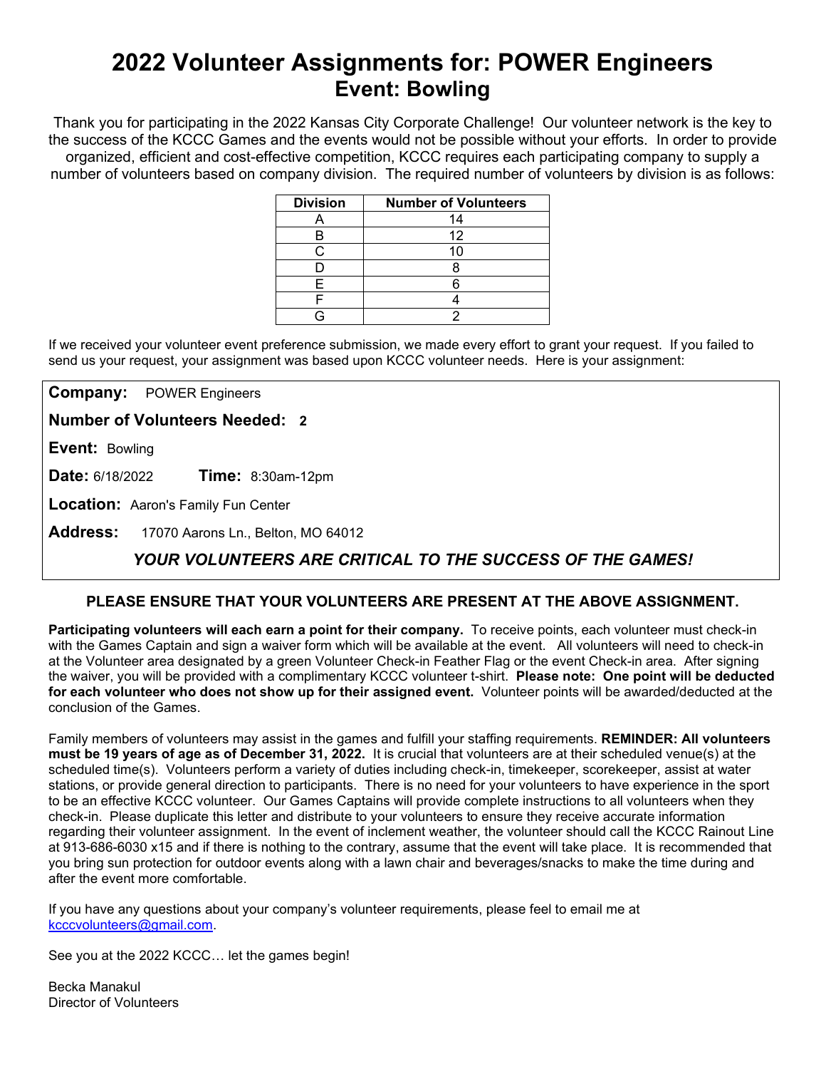# 2022 Volunteer Assignments for: POWER Engineers
## Event: Bowling

Thank you for participating in the 2022 Kansas City Corporate Challenge! Our volunteer network is the key to the success of the KCCC Games and the events would not be possible without your efforts. In order to provide organized, efficient and cost-effective competition, KCCC requires each participating company to supply a number of volunteers based on company division. The required number of volunteers by division is as follows:

| Division | Number of Volunteers |
|---|---|
| A | 14 |
| B | 12 |
| C | 10 |
| D | 8 |
| E | 6 |
| F | 4 |
| G | 2 |

If we received your volunteer event preference submission, we made every effort to grant your request. If you failed to send us your request, your assignment was based upon KCCC volunteer needs. Here is your assignment:

**Company:** POWER Engineers

**Number of Volunteers Needed:** **2**

**Event:** Bowling

**Date:** 6/18/2022 **Time:** 8:30am-12pm

**Location:** Aaron's Family Fun Center

**Address:** 17070 Aarons Ln., Belton, MO 64012

***YOUR VOLUNTEERS ARE CRITICAL TO THE SUCCESS OF THE GAMES!***

**PLEASE ENSURE THAT YOUR VOLUNTEERS ARE PRESENT AT THE ABOVE ASSIGNMENT.**

**Participating volunteers will each earn a point for their company.** To receive points, each volunteer must check-in with the Games Captain and sign a waiver form which will be available at the event. All volunteers will need to check-in at the Volunteer area designated by a green Volunteer Check-in Feather Flag or the event Check-in area. After signing the waiver, you will be provided with a complimentary KCCC volunteer t-shirt. **Please note: One point will be deducted for each volunteer who does not show up for their assigned event.** Volunteer points will be awarded/deducted at the conclusion of the Games.

Family members of volunteers may assist in the games and fulfill your staffing requirements. **REMINDER: All volunteers must be 19 years of age as of December 31, 2022.** It is crucial that volunteers are at their scheduled venue(s) at the scheduled time(s). Volunteers perform a variety of duties including check-in, timekeeper, scorekeeper, assist at water stations, or provide general direction to participants. There is no need for your volunteers to have experience in the sport to be an effective KCCC volunteer. Our Games Captains will provide complete instructions to all volunteers when they check-in. Please duplicate this letter and distribute to your volunteers to ensure they receive accurate information regarding their volunteer assignment. In the event of inclement weather, the volunteer should call the KCCC Rainout Line at 913-686-6030 x15 and if there is nothing to the contrary, assume that the event will take place. It is recommended that you bring sun protection for outdoor events along with a lawn chair and beverages/snacks to make the time during and after the event more comfortable.

If you have any questions about your company's volunteer requirements, please feel to email me at kcccvolunteers@gmail.com.

See you at the 2022 KCCC… let the games begin!

Becka Manakul
Director of Volunteers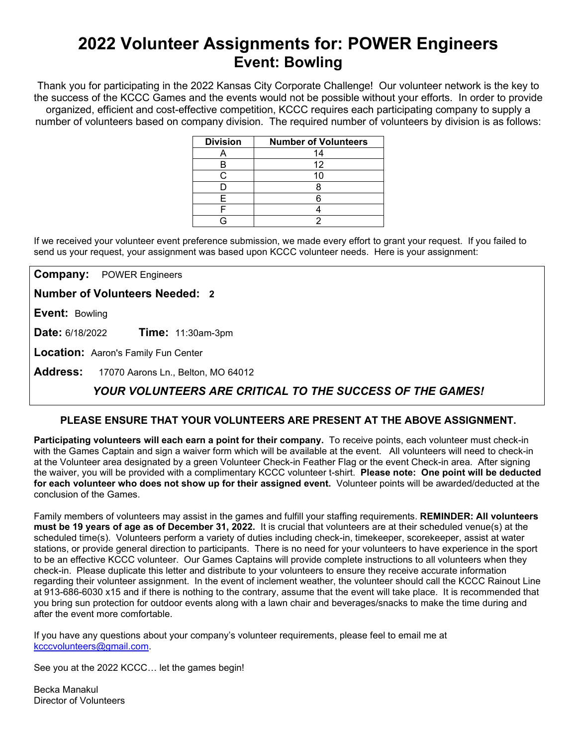# 2022 Volunteer Assignments for: POWER Engineers
## Event: Bowling

Thank you for participating in the 2022 Kansas City Corporate Challenge! Our volunteer network is the key to the success of the KCCC Games and the events would not be possible without your efforts. In order to provide organized, efficient and cost-effective competition, KCCC requires each participating company to supply a number of volunteers based on company division. The required number of volunteers by division is as follows:

| Division | Number of Volunteers |
|---|---|
| A | 14 |
| B | 12 |
| C | 10 |
| D | 8 |
| E | 6 |
| F | 4 |
| G | 2 |

If we received your volunteer event preference submission, we made every effort to grant your request. If you failed to send us your request, your assignment was based upon KCCC volunteer needs. Here is your assignment:

**Company:** POWER Engineers

**Number of Volunteers Needed:** **2**

**Event:** Bowling

**Date:** 6/18/2022 **Time:** 11:30am-3pm

**Location:** Aaron's Family Fun Center

**Address:** 17070 Aarons Ln., Belton, MO 64012

***YOUR VOLUNTEERS ARE CRITICAL TO THE SUCCESS OF THE GAMES!***

**PLEASE ENSURE THAT YOUR VOLUNTEERS ARE PRESENT AT THE ABOVE ASSIGNMENT.**

**Participating volunteers will each earn a point for their company.** To receive points, each volunteer must check-in with the Games Captain and sign a waiver form which will be available at the event. All volunteers will need to check-in at the Volunteer area designated by a green Volunteer Check-in Feather Flag or the event Check-in area. After signing the waiver, you will be provided with a complimentary KCCC volunteer t-shirt. **Please note: One point will be deducted for each volunteer who does not show up for their assigned event.** Volunteer points will be awarded/deducted at the conclusion of the Games.

Family members of volunteers may assist in the games and fulfill your staffing requirements. **REMINDER: All volunteers must be 19 years of age as of December 31, 2022.** It is crucial that volunteers are at their scheduled venue(s) at the scheduled time(s). Volunteers perform a variety of duties including check-in, timekeeper, scorekeeper, assist at water stations, or provide general direction to participants. There is no need for your volunteers to have experience in the sport to be an effective KCCC volunteer. Our Games Captains will provide complete instructions to all volunteers when they check-in. Please duplicate this letter and distribute to your volunteers to ensure they receive accurate information regarding their volunteer assignment. In the event of inclement weather, the volunteer should call the KCCC Rainout Line at 913-686-6030 x15 and if there is nothing to the contrary, assume that the event will take place. It is recommended that you bring sun protection for outdoor events along with a lawn chair and beverages/snacks to make the time during and after the event more comfortable.

If you have any questions about your company's volunteer requirements, please feel to email me at kcccvolunteers@gmail.com.

See you at the 2022 KCCC… let the games begin!

Becka Manakul
Director of Volunteers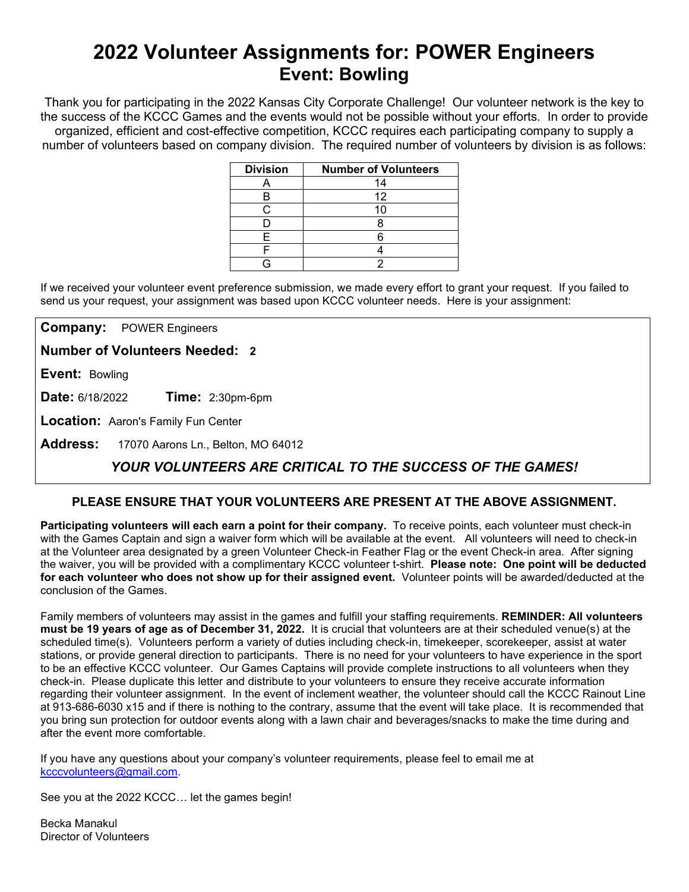# 2022 Volunteer Assignments for: POWER Engineers
## Event: Bowling

Thank you for participating in the 2022 Kansas City Corporate Challenge! Our volunteer network is the key to the success of the KCCC Games and the events would not be possible without your efforts. In order to provide organized, efficient and cost-effective competition, KCCC requires each participating company to supply a number of volunteers based on company division. The required number of volunteers by division is as follows:

| Division | Number of Volunteers |
|---|---|
| A | 14 |
| B | 12 |
| C | 10 |
| D | 8 |
| E | 6 |
| F | 4 |
| G | 2 |

If we received your volunteer event preference submission, we made every effort to grant your request. If you failed to send us your request, your assignment was based upon KCCC volunteer needs. Here is your assignment:

**Company:** POWER Engineers

**Number of Volunteers Needed: 2**

**Event:** Bowling

**Date:** 6/18/2022 **Time:** 2:30pm-6pm

**Location:** Aaron's Family Fun Center

**Address:** 17070 Aarons Ln., Belton, MO 64012

***YOUR VOLUNTEERS ARE CRITICAL TO THE SUCCESS OF THE GAMES!***

**PLEASE ENSURE THAT YOUR VOLUNTEERS ARE PRESENT AT THE ABOVE ASSIGNMENT.**

**Participating volunteers will each earn a point for their company.** To receive points, each volunteer must check-in with the Games Captain and sign a waiver form which will be available at the event. All volunteers will need to check-in at the Volunteer area designated by a green Volunteer Check-in Feather Flag or the event Check-in area. After signing the waiver, you will be provided with a complimentary KCCC volunteer t-shirt. **Please note: One point will be deducted for each volunteer who does not show up for their assigned event.** Volunteer points will be awarded/deducted at the conclusion of the Games.

Family members of volunteers may assist in the games and fulfill your staffing requirements. **REMINDER: All volunteers must be 19 years of age as of December 31, 2022.** It is crucial that volunteers are at their scheduled venue(s) at the scheduled time(s). Volunteers perform a variety of duties including check-in, timekeeper, scorekeeper, assist at water stations, or provide general direction to participants. There is no need for your volunteers to have experience in the sport to be an effective KCCC volunteer. Our Games Captains will provide complete instructions to all volunteers when they check-in. Please duplicate this letter and distribute to your volunteers to ensure they receive accurate information regarding their volunteer assignment. In the event of inclement weather, the volunteer should call the KCCC Rainout Line at 913-686-6030 x15 and if there is nothing to the contrary, assume that the event will take place. It is recommended that you bring sun protection for outdoor events along with a lawn chair and beverages/snacks to make the time during and after the event more comfortable.

If you have any questions about your company's volunteer requirements, please feel to email me at kcccvolunteers@gmail.com.

See you at the 2022 KCCC… let the games begin!

Becka Manakul
Director of Volunteers